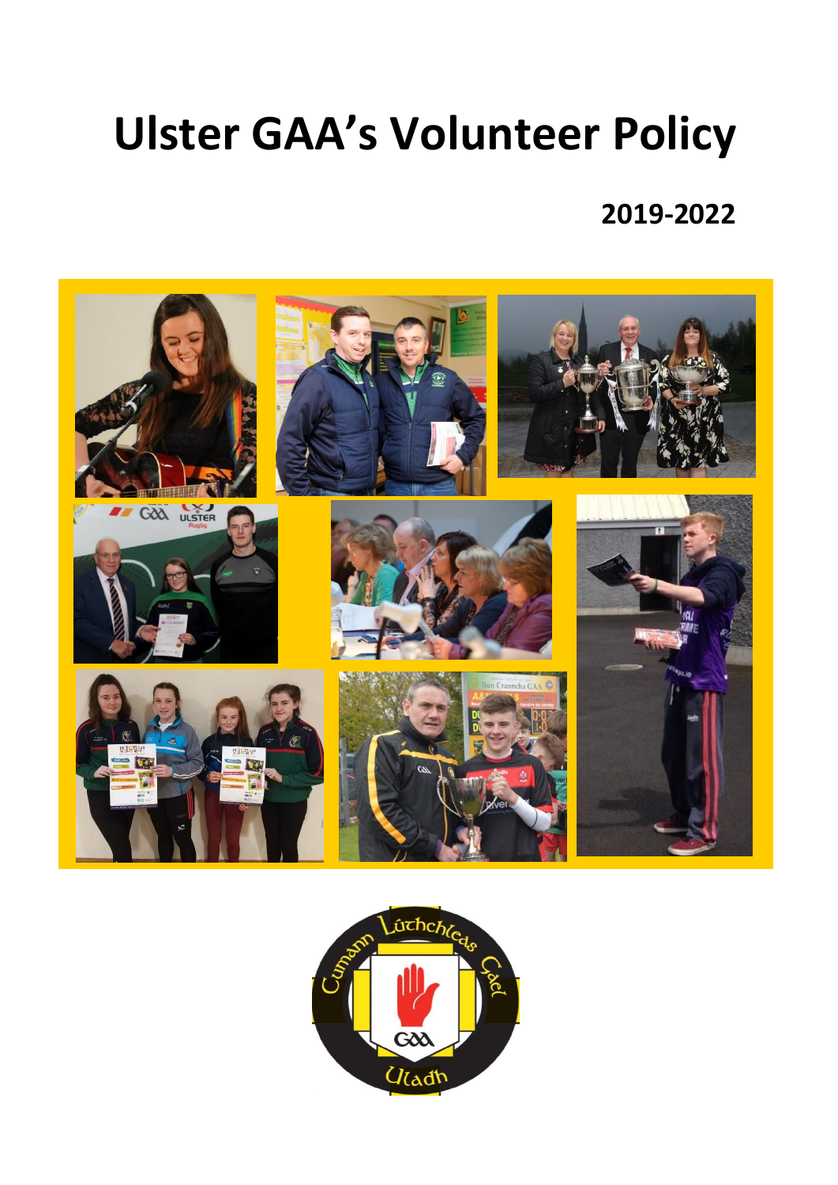# Ulster GAA's Volunteer Policy

**2019-2022**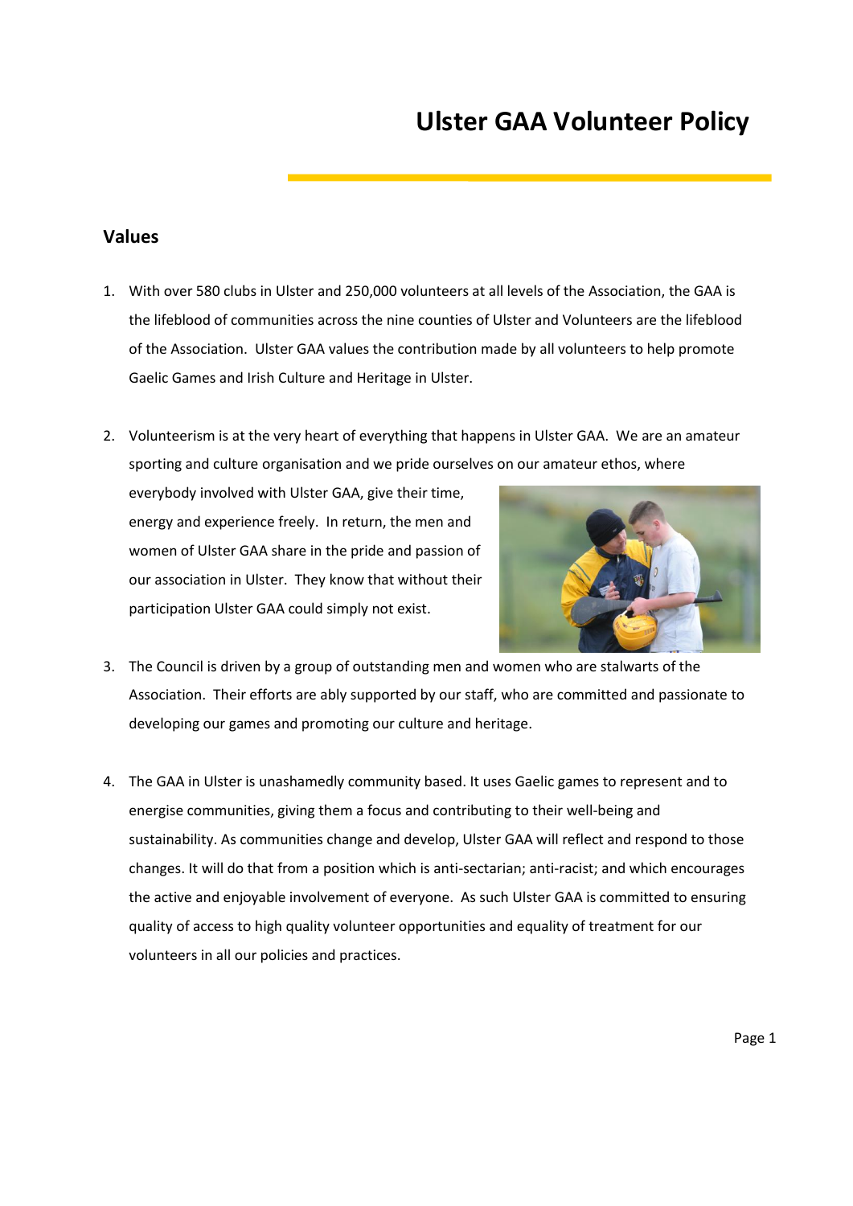# Ulster GAA Volunteer Policy

## Values

1. With over 580 clubs in Ulster and 250,000 volunteers at all levels of the Association, the GAA is the lifeblood of communities across the nine counties of Ulster and Volunteers are the lifeblood of the Association. Ulster GAA values the contribution made by all volunteers to help promote Gaelic Games and Irish Culture and Heritage in Ulster.

2. Volunteerism is at the very heart of everything that happens in Ulster GAA. We are an amateur sporting and culture organisation and we pride ourselves on our amateur ethos, where everybody involved with Ulster GAA, give their time, energy and experience freely. In return, the men and women of Ulster GAA share in the pride and passion of our association in Ulster. They know that without their participation Ulster GAA could simply not exist.

3. The Council is driven by a group of outstanding men and women who are stalwarts of the Association. Their efforts are ably supported by our staff, who are committed and passionate to developing our games and promoting our culture and heritage.

4. The GAA in Ulster is unashamedly community based. It uses Gaelic games to represent and to energise communities, giving them a focus and contributing to their well-being and sustainability. As communities change and develop, Ulster GAA will reflect and respond to those changes. It will do that from a position which is anti-sectarian; anti-racist; and which encourages the active and enjoyable involvement of everyone. As such Ulster GAA is committed to ensuring quality of access to high quality volunteer opportunities and equality of treatment for our volunteers in all our policies and practices.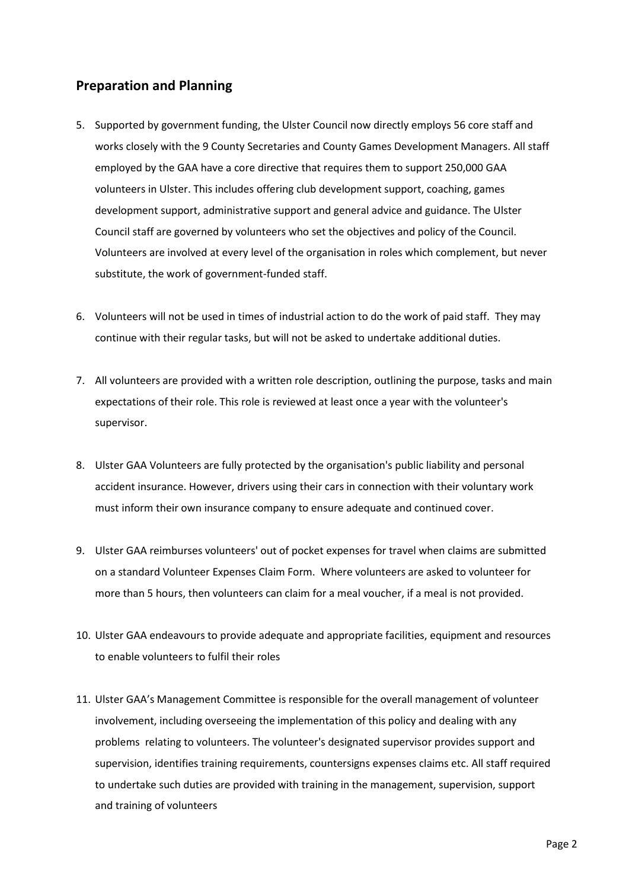## Preparation and Planning

5. Supported by government funding, the Ulster Council now directly employs 56 core staff and works closely with the 9 County Secretaries and County Games Development Managers. All staff employed by the GAA have a core directive that requires them to support 250,000 GAA volunteers in Ulster. This includes offering club development support, coaching, games development support, administrative support and general advice and guidance. The Ulster Council staff are governed by volunteers who set the objectives and policy of the Council. Volunteers are involved at every level of the organisation in roles which complement, but never substitute, the work of government-funded staff.

6. Volunteers will not be used in times of industrial action to do the work of paid staff. They may continue with their regular tasks, but will not be asked to undertake additional duties.

7. All volunteers are provided with a written role description, outlining the purpose, tasks and main expectations of their role. This role is reviewed at least once a year with the volunteer's supervisor.

8. Ulster GAA Volunteers are fully protected by the organisation's public liability and personal accident insurance. However, drivers using their cars in connection with their voluntary work must inform their own insurance company to ensure adequate and continued cover.

9. Ulster GAA reimburses volunteers' out of pocket expenses for travel when claims are submitted on a standard Volunteer Expenses Claim Form. Where volunteers are asked to volunteer for more than 5 hours, then volunteers can claim for a meal voucher, if a meal is not provided.

10. Ulster GAA endeavours to provide adequate and appropriate facilities, equipment and resources to enable volunteers to fulfil their roles

11. Ulster GAA's Management Committee is responsible for the overall management of volunteer involvement, including overseeing the implementation of this policy and dealing with any problems relating to volunteers. The volunteer's designated supervisor provides support and supervision, identifies training requirements, countersigns expenses claims etc. All staff required to undertake such duties are provided with training in the management, supervision, support and training of volunteers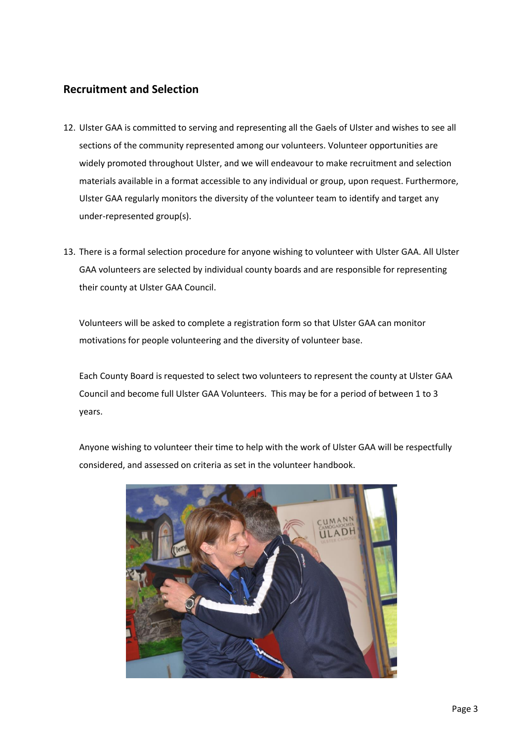## Recruitment and Selection

12. Ulster GAA is committed to serving and representing all the Gaels of Ulster and wishes to see all sections of the community represented among our volunteers. Volunteer opportunities are widely promoted throughout Ulster, and we will endeavour to make recruitment and selection materials available in a format accessible to any individual or group, upon request. Furthermore, Ulster GAA regularly monitors the diversity of the volunteer team to identify and target any under-represented group(s).

13. There is a formal selection procedure for anyone wishing to volunteer with Ulster GAA. All Ulster GAA volunteers are selected by individual county boards and are responsible for representing their county at Ulster GAA Council.

    Volunteers will be asked to complete a registration form so that Ulster GAA can monitor motivations for people volunteering and the diversity of volunteer base.

    Each County Board is requested to select two volunteers to represent the county at Ulster GAA Council and become full Ulster GAA Volunteers. This may be for a period of between 1 to 3 years.

    Anyone wishing to volunteer their time to help with the work of Ulster GAA will be respectfully considered, and assessed on criteria as set in the volunteer handbook.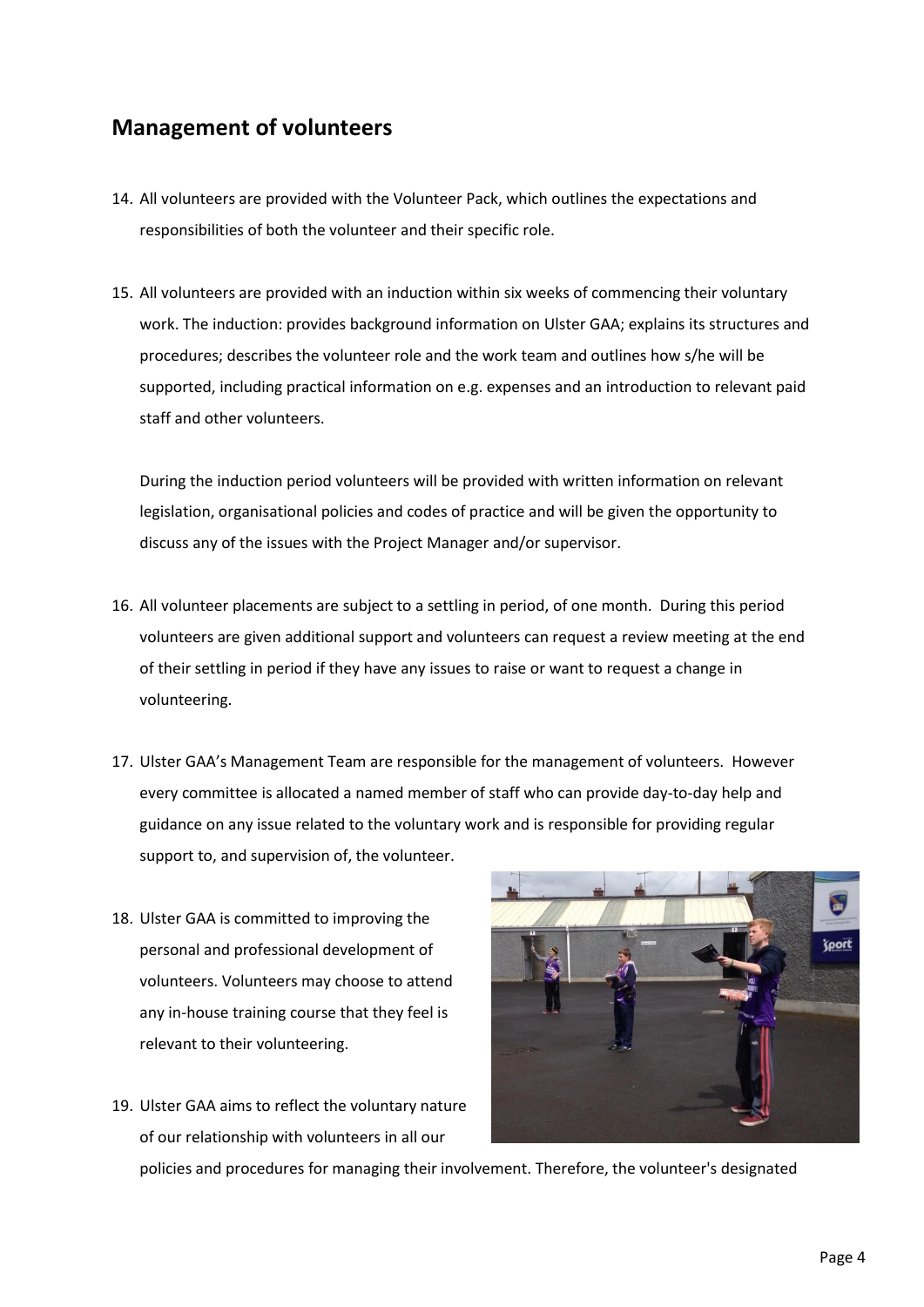## Management of volunteers

14. All volunteers are provided with the Volunteer Pack, which outlines the expectations and responsibilities of both the volunteer and their specific role.

15. All volunteers are provided with an induction within six weeks of commencing their voluntary work. The induction: provides background information on Ulster GAA; explains its structures and procedures; describes the volunteer role and the work team and outlines how s/he will be supported, including practical information on e.g. expenses and an introduction to relevant paid staff and other volunteers.

    During the induction period volunteers will be provided with written information on relevant legislation, organisational policies and codes of practice and will be given the opportunity to discuss any of the issues with the Project Manager and/or supervisor.

16. All volunteer placements are subject to a settling in period, of one month. During this period volunteers are given additional support and volunteers can request a review meeting at the end of their settling in period if they have any issues to raise or want to request a change in volunteering.

17. Ulster GAA's Management Team are responsible for the management of volunteers. However every committee is allocated a named member of staff who can provide day-to-day help and guidance on any issue related to the voluntary work and is responsible for providing regular support to, and supervision of, the volunteer.

18. Ulster GAA is committed to improving the personal and professional development of volunteers. Volunteers may choose to attend any in-house training course that they feel is relevant to their volunteering.

19. Ulster GAA aims to reflect the voluntary nature of our relationship with volunteers in all our policies and procedures for managing their involvement. Therefore, the volunteer's designated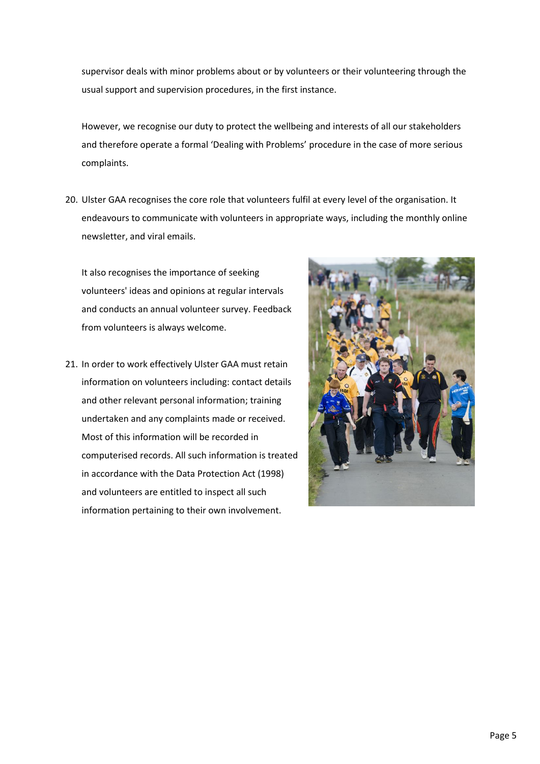supervisor deals with minor problems about or by volunteers or their volunteering through the usual support and supervision procedures, in the first instance.

However, we recognise our duty to protect the wellbeing and interests of all our stakeholders and therefore operate a formal 'Dealing with Problems' procedure in the case of more serious complaints.

20. Ulster GAA recognises the core role that volunteers fulfil at every level of the organisation. It endeavours to communicate with volunteers in appropriate ways, including the monthly online newsletter, and viral emails.

    It also recognises the importance of seeking volunteers' ideas and opinions at regular intervals and conducts an annual volunteer survey. Feedback from volunteers is always welcome.

21. In order to work effectively Ulster GAA must retain information on volunteers including: contact details and other relevant personal information; training undertaken and any complaints made or received. Most of this information will be recorded in computerised records. All such information is treated in accordance with the Data Protection Act (1998) and volunteers are entitled to inspect all such information pertaining to their own involvement.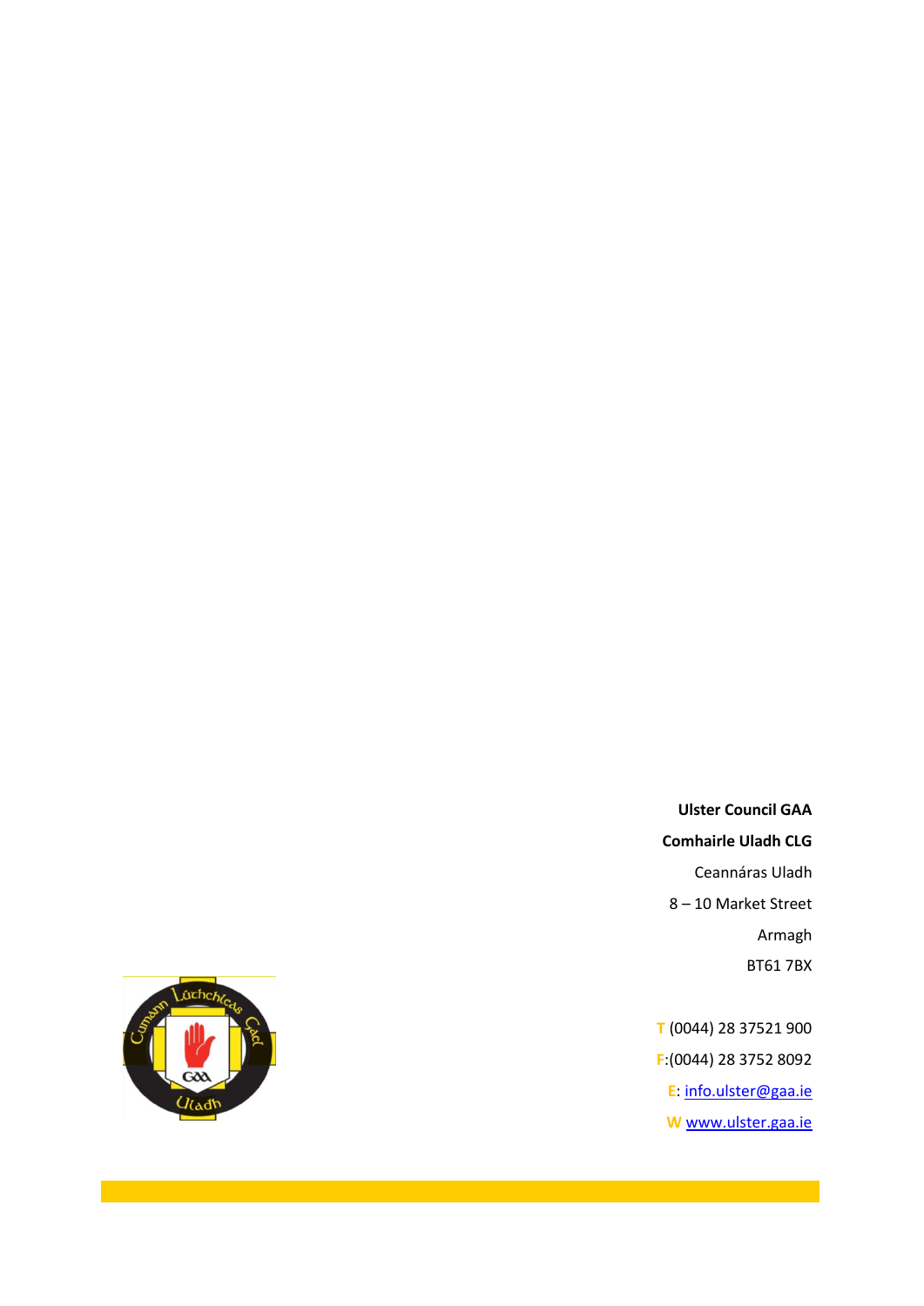**Ulster Council GAA**

**Comhairle Uladh CLG**

Ceannáras Uladh

8 – 10 Market Street

Armagh

BT61 7BX

T (0044) 28 37521 900

F:(0044) 28 3752 8092

E: info.ulster@gaa.ie

W www.ulster.gaa.ie